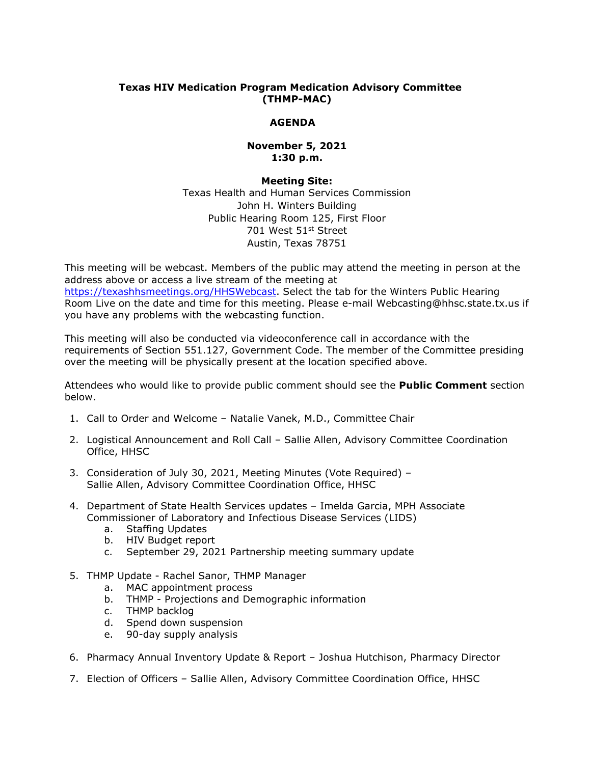**Texas HIV Medication Program Medication Advisory Committee (THMP-MAC)**

**AGENDA**

**November 5, 2021**
**1:30 p.m.**

**Meeting Site:**
Texas Health and Human Services Commission
John H. Winters Building
Public Hearing Room 125, First Floor
701 West 51st Street
Austin, Texas 78751

This meeting will be webcast. Members of the public may attend the meeting in person at the address above or access a live stream of the meeting at https://texashhsmeetings.org/HHSWebcast. Select the tab for the Winters Public Hearing Room Live on the date and time for this meeting. Please e-mail Webcasting@hhsc.state.tx.us if you have any problems with the webcasting function.

This meeting will also be conducted via videoconference call in accordance with the requirements of Section 551.127, Government Code. The member of the Committee presiding over the meeting will be physically present at the location specified above.

Attendees who would like to provide public comment should see the **Public Comment** section below.

1. Call to Order and Welcome – Natalie Vanek, M.D., Committee Chair
2. Logistical Announcement and Roll Call – Sallie Allen, Advisory Committee Coordination Office, HHSC
3. Consideration of July 30, 2021, Meeting Minutes (Vote Required) – Sallie Allen, Advisory Committee Coordination Office, HHSC
4. Department of State Health Services updates – Imelda Garcia, MPH Associate Commissioner of Laboratory and Infectious Disease Services (LIDS)
   a. Staffing Updates
   b. HIV Budget report
   c. September 29, 2021 Partnership meeting summary update
5. THMP Update - Rachel Sanor, THMP Manager
   a. MAC appointment process
   b. THMP - Projections and Demographic information
   c. THMP backlog
   d. Spend down suspension
   e. 90-day supply analysis
6. Pharmacy Annual Inventory Update & Report – Joshua Hutchison, Pharmacy Director
7. Election of Officers – Sallie Allen, Advisory Committee Coordination Office, HHSC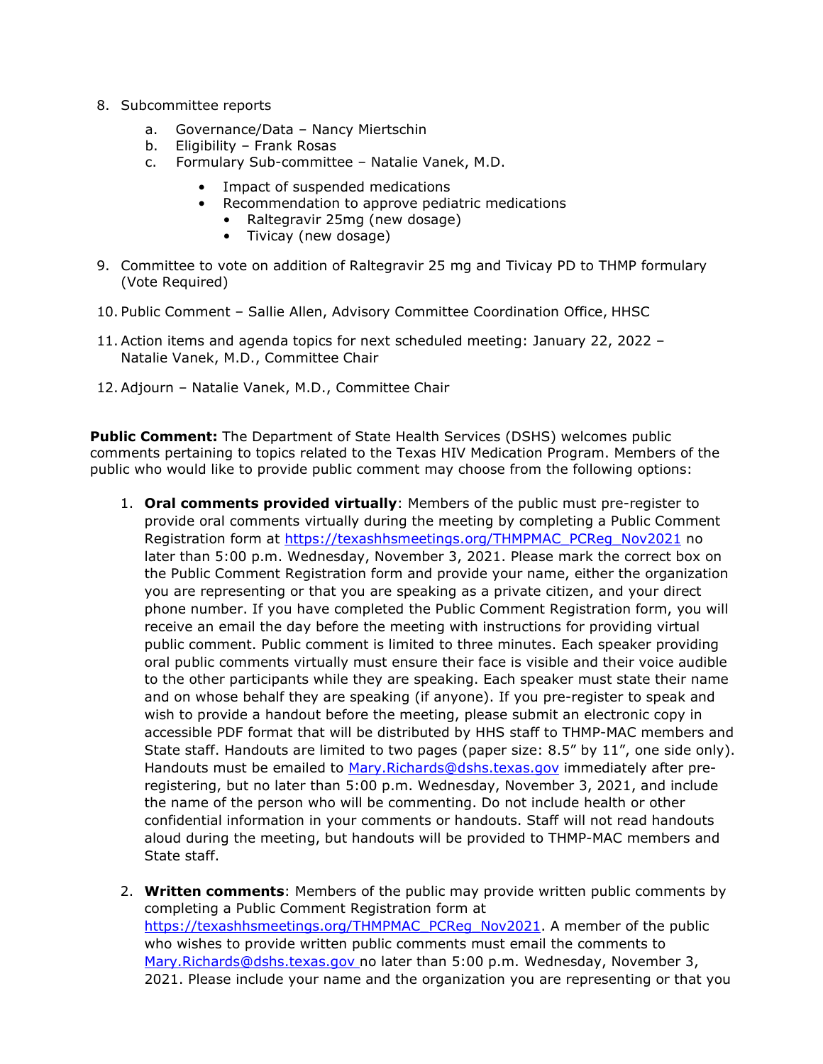8. Subcommittee reports
    a. Governance/Data – Nancy Miertschin
    b. Eligibility – Frank Rosas
    c. Formulary Sub-committee – Natalie Vanek, M.D.
        - Impact of suspended medications
        - Recommendation to approve pediatric medications
            - Raltegravir 25mg (new dosage)
            - Tivicay (new dosage)

9. Committee to vote on addition of Raltegravir 25 mg and Tivicay PD to THMP formulary (Vote Required)

10. Public Comment – Sallie Allen, Advisory Committee Coordination Office, HHSC

11. Action items and agenda topics for next scheduled meeting: January 22, 2022 – Natalie Vanek, M.D., Committee Chair

12. Adjourn – Natalie Vanek, M.D., Committee Chair

**Public Comment:** The Department of State Health Services (DSHS) welcomes public comments pertaining to topics related to the Texas HIV Medication Program. Members of the public who would like to provide public comment may choose from the following options:

1. **Oral comments provided virtually**: Members of the public must pre-register to provide oral comments virtually during the meeting by completing a Public Comment Registration form at https://texashhsmeetings.org/THMPMAC_PCReg_Nov2021 no later than 5:00 p.m. Wednesday, November 3, 2021. Please mark the correct box on the Public Comment Registration form and provide your name, either the organization you are representing or that you are speaking as a private citizen, and your direct phone number. If you have completed the Public Comment Registration form, you will receive an email the day before the meeting with instructions for providing virtual public comment. Public comment is limited to three minutes. Each speaker providing oral public comments virtually must ensure their face is visible and their voice audible to the other participants while they are speaking. Each speaker must state their name and on whose behalf they are speaking (if anyone). If you pre-register to speak and wish to provide a handout before the meeting, please submit an electronic copy in accessible PDF format that will be distributed by HHS staff to THMP-MAC members and State staff. Handouts are limited to two pages (paper size: 8.5" by 11", one side only). Handouts must be emailed to Mary.Richards@dshs.texas.gov immediately after pre-registering, but no later than 5:00 p.m. Wednesday, November 3, 2021, and include the name of the person who will be commenting. Do not include health or other confidential information in your comments or handouts. Staff will not read handouts aloud during the meeting, but handouts will be provided to THMP-MAC members and State staff.

2. **Written comments**: Members of the public may provide written public comments by completing a Public Comment Registration form at https://texashhsmeetings.org/THMPMAC_PCReg_Nov2021. A member of the public who wishes to provide written public comments must email the comments to Mary.Richards@dshs.texas.gov no later than 5:00 p.m. Wednesday, November 3, 2021. Please include your name and the organization you are representing or that you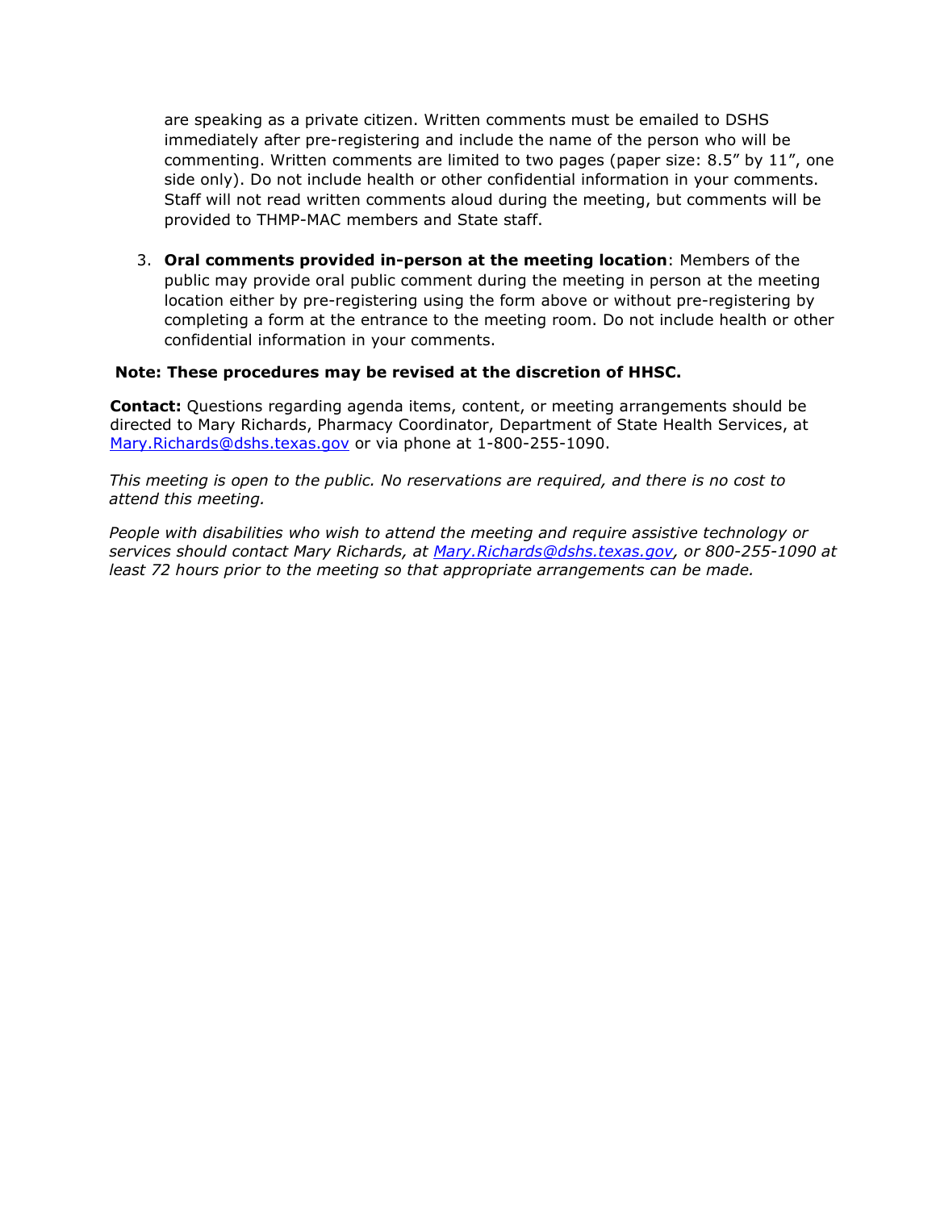are speaking as a private citizen. Written comments must be emailed to DSHS immediately after pre-registering and include the name of the person who will be commenting. Written comments are limited to two pages (paper size: 8.5" by 11", one side only). Do not include health or other confidential information in your comments. Staff will not read written comments aloud during the meeting, but comments will be provided to THMP-MAC members and State staff.

3. **Oral comments provided in-person at the meeting location**: Members of the public may provide oral public comment during the meeting in person at the meeting location either by pre-registering using the form above or without pre-registering by completing a form at the entrance to the meeting room. Do not include health or other confidential information in your comments.

**Note: These procedures may be revised at the discretion of HHSC.**

**Contact:** Questions regarding agenda items, content, or meeting arrangements should be directed to Mary Richards, Pharmacy Coordinator, Department of State Health Services, at Mary.Richards@dshs.texas.gov or via phone at 1-800-255-1090.

*This meeting is open to the public. No reservations are required, and there is no cost to attend this meeting.*

*People with disabilities who wish to attend the meeting and require assistive technology or services should contact Mary Richards, at Mary.Richards@dshs.texas.gov, or 800-255-1090 at least 72 hours prior to the meeting so that appropriate arrangements can be made.*